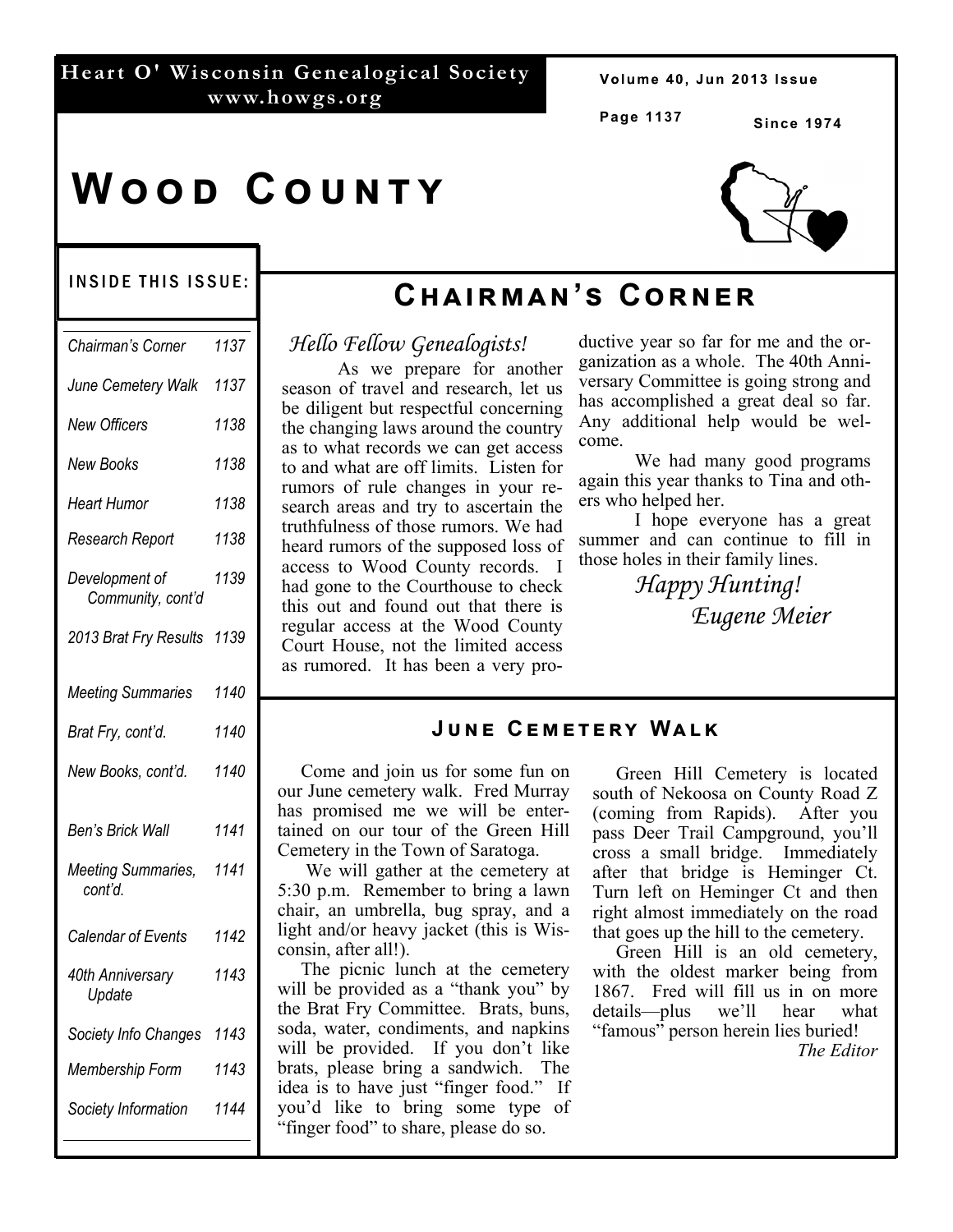Heart O' Wisconsin Genealogical Society
www.howgs.org

Since 1974

# Wood County

## Inside This Issue:

| | |
|---|---|
| *Chairman's Corner* | *1137* |
| *June Cemetery Walk* | *1137* |
| *New Officers* | *1138* |
| *New Books* | *1138* |
| *Heart Humor* | *1138* |
| *Research Report* | *1138* |
| *Development of Community, cont'd* | *1139* |
| *2013 Brat Fry Results* | *1139* |
| *Meeting Summaries* | *1140* |
| *Brat Fry, cont'd.* | *1140* |
| *New Books, cont'd.* | *1140* |
| *Ben's Brick Wall* | *1141* |
| *Meeting Summaries, cont'd.* | *1141* |
| *Calendar of Events* | *1142* |
| *40th Anniversary Update* | *1143* |
| *Society Info Changes* | *1143* |
| *Membership Form* | *1143* |
| *Society Information* | *1144* |

## Chairman's Corner

*Hello Fellow Genealogists!*

As we prepare for another season of travel and research, let us be diligent but respectful concerning the changing laws around the country as to what records we can get access to and what are off limits. Listen for rumors of rule changes in your research areas and try to ascertain the truthfulness of those rumors. We had heard rumors of the supposed loss of access to Wood County records. I had gone to the Courthouse to check this out and found out that there is regular access at the Wood County Court House, not the limited access as rumored. It has been a very productive year so far for me and the organization as a whole. The 40th Anniversary Committee is going strong and has accomplished a great deal so far. Any additional help would be welcome.

We had many good programs again this year thanks to Tina and others who helped her.

I hope everyone has a great summer and can continue to fill in those holes in their family lines.

*Happy Hunting!*

*Eugene Meier*

## June Cemetery Walk

Come and join us for some fun on our June cemetery walk. Fred Murray has promised me we will be entertained on our tour of the Green Hill Cemetery in the Town of Saratoga.

We will gather at the cemetery at 5:30 p.m. Remember to bring a lawn chair, an umbrella, bug spray, and a light and/or heavy jacket (this is Wisconsin, after all!).

The picnic lunch at the cemetery will be provided as a "thank you" by the Brat Fry Committee. Brats, buns, soda, water, condiments, and napkins will be provided. If you don't like brats, please bring a sandwich. The idea is to have just "finger food." If you'd like to bring some type of "finger food" to share, please do so.

Green Hill Cemetery is located south of Nekoosa on County Road Z (coming from Rapids). After you pass Deer Trail Campground, you'll cross a small bridge. Immediately after that bridge is Heminger Ct. Turn left on Heminger Ct and then right almost immediately on the road that goes up the hill to the cemetery.

Green Hill is an old cemetery, with the oldest marker being from 1867. Fred will fill us in on more details—plus we'll hear what "famous" person herein lies buried!

*The Editor*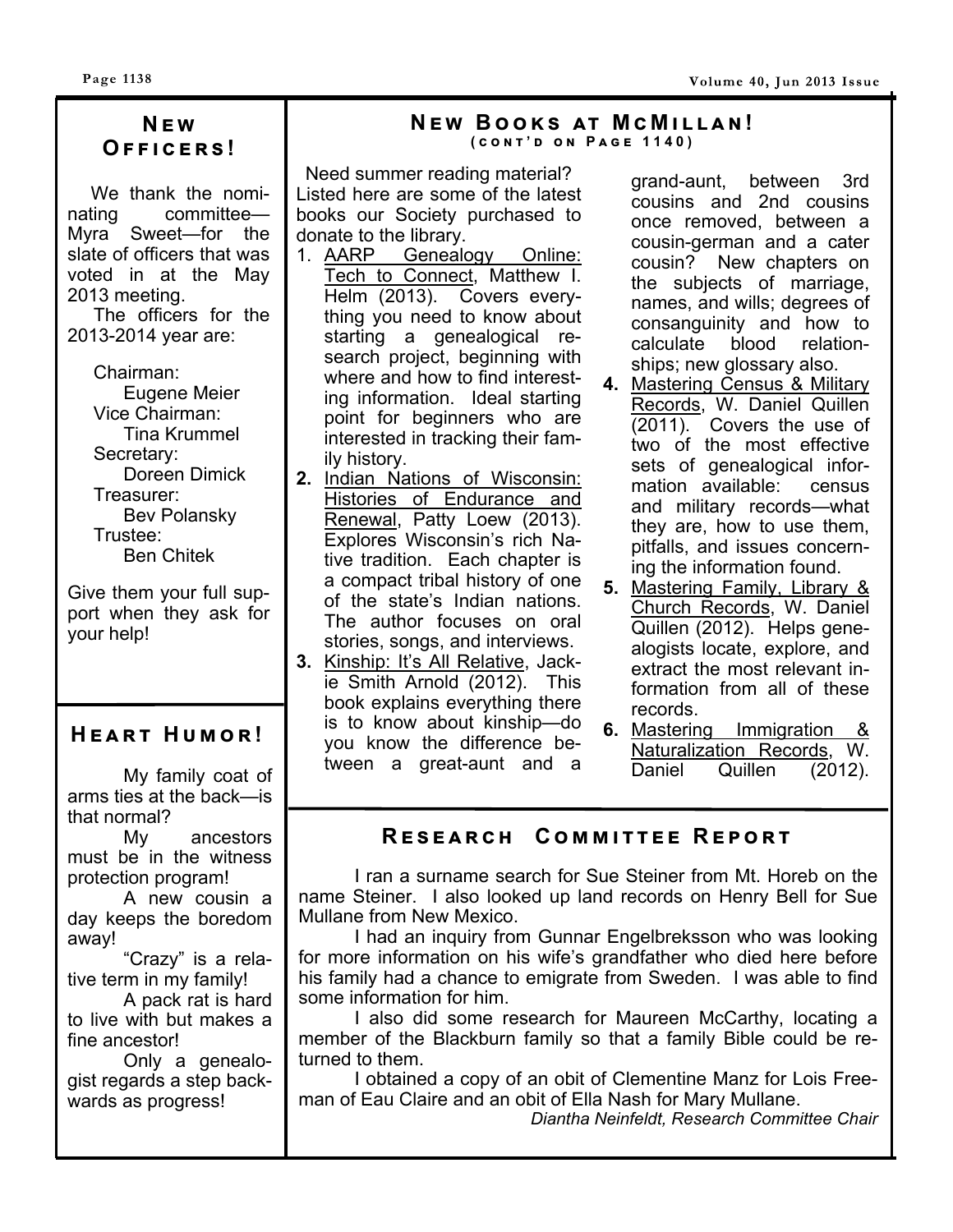## New Officers!

We thank the nominating committee—Myra Sweet—for the slate of officers that was voted in at the May 2013 meeting.

The officers for the 2013-2014 year are:

Chairman:
Eugene Meier
Vice Chairman:
Tina Krummel
Secretary:
Doreen Dimick
Treasurer:
Bev Polansky
Trustee:
Ben Chitek

Give them your full support when they ask for your help!

## Heart Humor!

My family coat of arms ties at the back—is that normal?

My ancestors must be in the witness protection program!

A new cousin a day keeps the boredom away!

"Crazy" is a relative term in my family!

A pack rat is hard to live with but makes a fine ancestor!

Only a genealogist regards a step backwards as progress!

## New Books at McMillan!

(cont'd on Page 1140)

Need summer reading material? Listed here are some of the latest books our Society purchased to donate to the library.

1. AARP Genealogy Online: Tech to Connect, Matthew I. Helm (2013). Covers everything you need to know about starting a genealogical research project, beginning with where and how to find interesting information. Ideal starting point for beginners who are interested in tracking their family history.
2. Indian Nations of Wisconsin: Histories of Endurance and Renewal, Patty Loew (2013). Explores Wisconsin's rich Native tradition. Each chapter is a compact tribal history of one of the state's Indian nations. The author focuses on oral stories, songs, and interviews.
3. Kinship: It's All Relative, Jackie Smith Arnold (2012). This book explains everything there is to know about kinship—do you know the difference between a great-aunt and a grand-aunt, between 3rd cousins and 2nd cousins once removed, between a cousin-german and a cater cousin? New chapters on the subjects of marriage, names, and wills; degrees of consanguinity and how to calculate blood relationships; new glossary also.
4. Mastering Census & Military Records, W. Daniel Quillen (2011). Covers the use of two of the most effective sets of genealogical information available: census and military records—what they are, how to use them, pitfalls, and issues concerning the information found.
5. Mastering Family, Library & Church Records, W. Daniel Quillen (2012). Helps genealogists locate, explore, and extract the most relevant information from all of these records.
6. Mastering Immigration & Naturalization Records, W. Daniel Quillen (2012).

## Research Committee Report

I ran a surname search for Sue Steiner from Mt. Horeb on the name Steiner. I also looked up land records on Henry Bell for Sue Mullane from New Mexico.

I had an inquiry from Gunnar Engelbreksson who was looking for more information on his wife's grandfather who died here before his family had a chance to emigrate from Sweden. I was able to find some information for him.

I also did some research for Maureen McCarthy, locating a member of the Blackburn family so that a family Bible could be returned to them.

I obtained a copy of an obit of Clementine Manz for Lois Freeman of Eau Claire and an obit of Ella Nash for Mary Mullane.

*Diantha Neinfeldt, Research Committee Chair*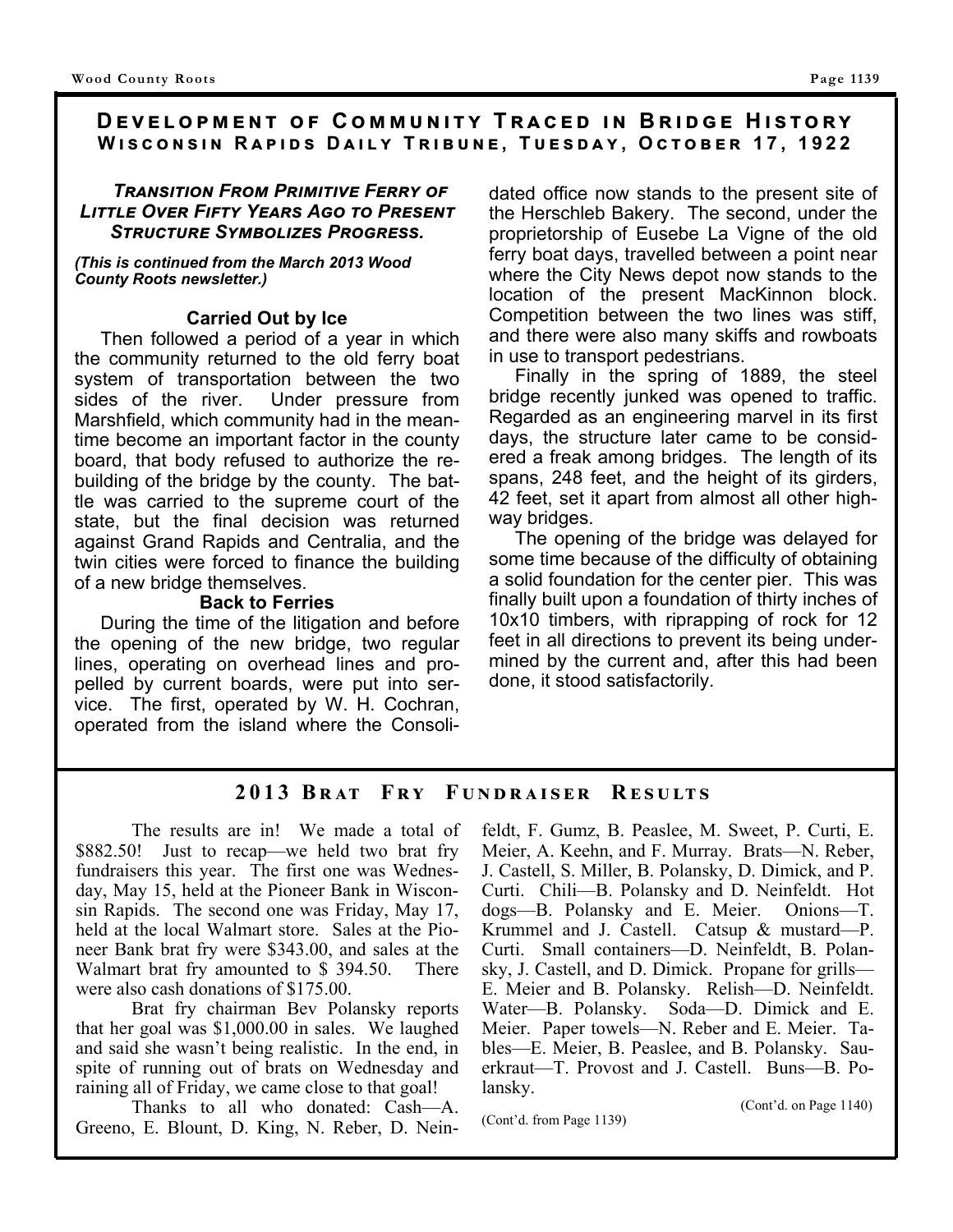## Development of Community Traced in Bridge History

### Wisconsin Rapids Daily Tribune, Tuesday, October 17, 1922

***Transition From Primitive Ferry of Little Over Fifty Years Ago to Present Structure Symbolizes Progress.***

***(This is continued from the March 2013 Wood County Roots newsletter.)***

**Carried Out by Ice**

Then followed a period of a year in which the community returned to the old ferry boat system of transportation between the two sides of the river. Under pressure from Marshfield, which community had in the meantime become an important factor in the county board, that body refused to authorize the rebuilding of the bridge by the county. The battle was carried to the supreme court of the state, but the final decision was returned against Grand Rapids and Centralia, and the twin cities were forced to finance the building of a new bridge themselves.

**Back to Ferries**

During the time of the litigation and before the opening of the new bridge, two regular lines, operating on overhead lines and propelled by current boards, were put into service. The first, operated by W. H. Cochran, operated from the island where the Consolidated office now stands to the present site of the Herschleb Bakery. The second, under the proprietorship of Eusebe La Vigne of the old ferry boat days, travelled between a point near where the City News depot now stands to the location of the present MacKinnon block. Competition between the two lines was stiff, and there were also many skiffs and rowboats in use to transport pedestrians.

Finally in the spring of 1889, the steel bridge recently junked was opened to traffic. Regarded as an engineering marvel in its first days, the structure later came to be considered a freak among bridges. The length of its spans, 248 feet, and the height of its girders, 42 feet, set it apart from almost all other highway bridges.

The opening of the bridge was delayed for some time because of the difficulty of obtaining a solid foundation for the center pier. This was finally built upon a foundation of thirty inches of 10x10 timbers, with riprapping of rock for 12 feet in all directions to prevent its being undermined by the current and, after this had been done, it stood satisfactorily.

## 2013 Brat Fry Fundraiser Results

The results are in! We made a total of $882.50! Just to recap—we held two brat fry fundraisers this year. The first one was Wednesday, May 15, held at the Pioneer Bank in Wisconsin Rapids. The second one was Friday, May 17, held at the local Walmart store. Sales at the Pioneer Bank brat fry were $343.00, and sales at the Walmart brat fry amounted to $ 394.50. There were also cash donations of $175.00.

Brat fry chairman Bev Polansky reports that her goal was $1,000.00 in sales. We laughed and said she wasn't being realistic. In the end, in spite of running out of brats on Wednesday and raining all of Friday, we came close to that goal!

Thanks to all who donated: Cash—A. Greeno, E. Blount, D. King, N. Reber, D. Neinfeldt, F. Gumz, B. Peaslee, M. Sweet, P. Curti, E. Meier, A. Keehn, and F. Murray. Brats—N. Reber, J. Castell, S. Miller, B. Polansky, D. Dimick, and P. Curti. Chili—B. Polansky and D. Neinfeldt. Hot dogs—B. Polansky and E. Meier. Onions—T. Krummel and J. Castell. Catsup & mustard—P. Curti. Small containers—D. Neinfeldt, B. Polansky, J. Castell, and D. Dimick. Propane for grills—E. Meier and B. Polansky. Relish—D. Neinfeldt. Water—B. Polansky. Soda—D. Dimick and E. Meier. Paper towels—N. Reber and E. Meier. Tables—E. Meier, B. Peaslee, and B. Polansky. Sauerkraut—T. Provost and J. Castell. Buns—B. Polansky.

(Cont'd. on Page 1140)

(Cont'd. from Page 1139)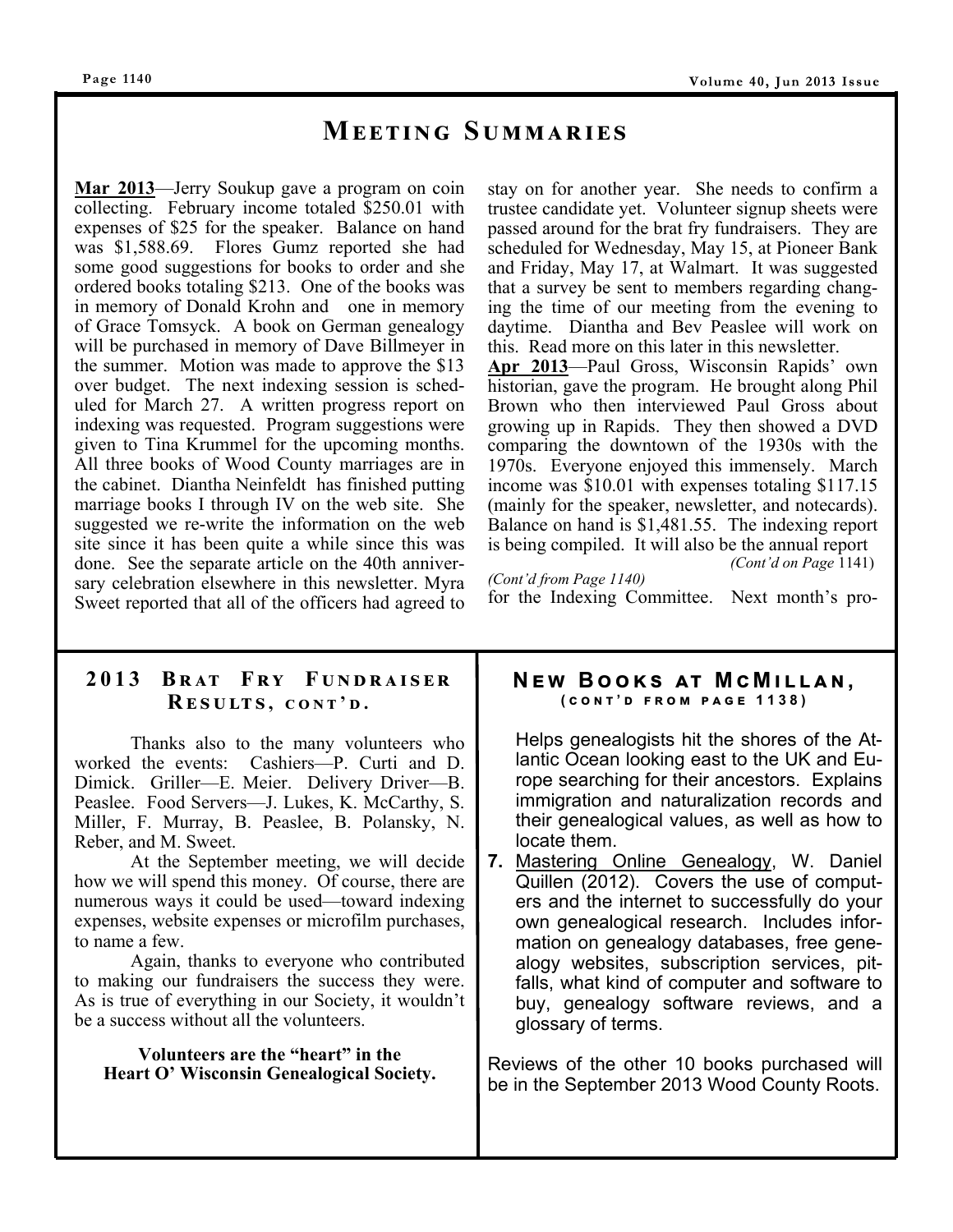# Meeting Summaries

**Mar 2013**—Jerry Soukup gave a program on coin collecting. February income totaled $250.01 with expenses of $25 for the speaker. Balance on hand was $1,588.69. Flores Gumz reported she had some good suggestions for books to order and she ordered books totaling $213. One of the books was in memory of Donald Krohn and one in memory of Grace Tomsyck. A book on German genealogy will be purchased in memory of Dave Billmeyer in the summer. Motion was made to approve the $13 over budget. The next indexing session is scheduled for March 27. A written progress report on indexing was requested. Program suggestions were given to Tina Krummel for the upcoming months. All three books of Wood County marriages are in the cabinet. Diantha Neinfeldt has finished putting marriage books I through IV on the web site. She suggested we re-write the information on the web site since it has been quite a while since this was done. See the separate article on the 40th anniversary celebration elsewhere in this newsletter. Myra Sweet reported that all of the officers had agreed to stay on for another year. She needs to confirm a trustee candidate yet. Volunteer signup sheets were passed around for the brat fry fundraisers. They are scheduled for Wednesday, May 15, at Pioneer Bank and Friday, May 17, at Walmart. It was suggested that a survey be sent to members regarding changing the time of our meeting from the evening to daytime. Diantha and Bev Peaslee will work on this. Read more on this later in this newsletter.

**Apr 2013**—Paul Gross, Wisconsin Rapids' own historian, gave the program. He brought along Phil Brown who then interviewed Paul Gross about growing up in Rapids. They then showed a DVD comparing the downtown of the 1930s with the 1970s. Everyone enjoyed this immensely. March income was $10.01 with expenses totaling $117.15 (mainly for the speaker, newsletter, and notecards). Balance on hand is $1,481.55. The indexing report is being compiled. It will also be the annual report

*(Cont'd on Page 1141)*

*(Cont'd from Page 1140)*

for the Indexing Committee. Next month's pro-

## 2013 Brat Fry Fundraiser Results, cont'd.

Thanks also to the many volunteers who worked the events: Cashiers—P. Curti and D. Dimick. Griller—E. Meier. Delivery Driver—B. Peaslee. Food Servers—J. Lukes, K. McCarthy, S. Miller, F. Murray, B. Peaslee, B. Polansky, N. Reber, and M. Sweet.

At the September meeting, we will decide how we will spend this money. Of course, there are numerous ways it could be used—toward indexing expenses, website expenses or microfilm purchases, to name a few.

Again, thanks to everyone who contributed to making our fundraisers the success they were. As is true of everything in our Society, it wouldn't be a success without all the volunteers.

**Volunteers are the "heart" in the Heart O' Wisconsin Genealogical Society.**

## New Books at McMillan, (cont'd from page 1138)

Helps genealogists hit the shores of the Atlantic Ocean looking east to the UK and Europe searching for their ancestors. Explains immigration and naturalization records and their genealogical values, as well as how to locate them.

7. Mastering Online Genealogy, W. Daniel Quillen (2012). Covers the use of computers and the internet to successfully do your own genealogical research. Includes information on genealogy databases, free genealogy websites, subscription services, pitfalls, what kind of computer and software to buy, genealogy software reviews, and a glossary of terms.

Reviews of the other 10 books purchased will be in the September 2013 Wood County Roots.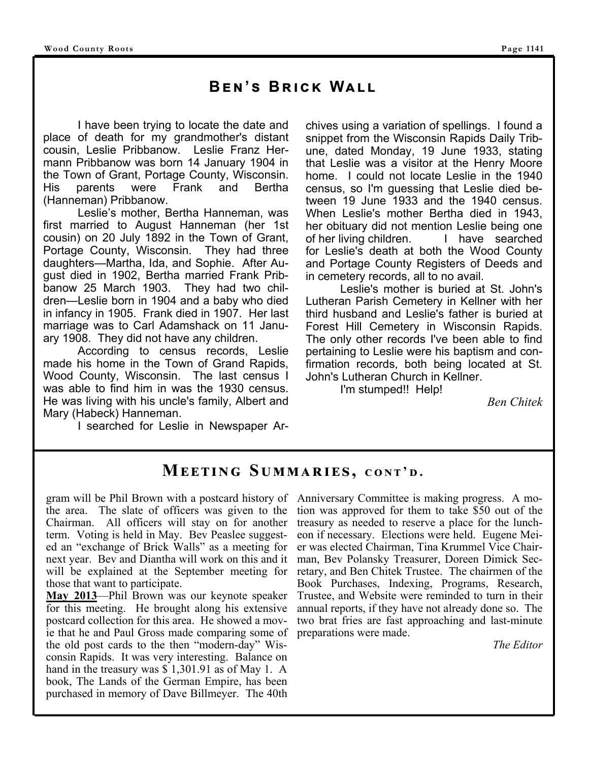## Ben's Brick Wall

I have been trying to locate the date and place of death for my grandmother's distant cousin, Leslie Pribbanow. Leslie Franz Hermann Pribbanow was born 14 January 1904 in the Town of Grant, Portage County, Wisconsin. His parents were Frank and Bertha (Hanneman) Pribbanow.

Leslie's mother, Bertha Hanneman, was first married to August Hanneman (her 1st cousin) on 20 July 1892 in the Town of Grant, Portage County, Wisconsin. They had three daughters—Martha, Ida, and Sophie. After August died in 1902, Bertha married Frank Pribbanow 25 March 1903. They had two children—Leslie born in 1904 and a baby who died in infancy in 1905. Frank died in 1907. Her last marriage was to Carl Adamshack on 11 January 1908. They did not have any children.

According to census records, Leslie made his home in the Town of Grand Rapids, Wood County, Wisconsin. The last census I was able to find him in was the 1930 census. He was living with his uncle's family, Albert and Mary (Habeck) Hanneman.

I searched for Leslie in Newspaper Archives using a variation of spellings. I found a snippet from the Wisconsin Rapids Daily Tribune, dated Monday, 19 June 1933, stating that Leslie was a visitor at the Henry Moore home. I could not locate Leslie in the 1940 census, so I'm guessing that Leslie died between 19 June 1933 and the 1940 census. When Leslie's mother Bertha died in 1943, her obituary did not mention Leslie being one of her living children. I have searched for Leslie's death at both the Wood County and Portage County Registers of Deeds and in cemetery records, all to no avail.

Leslie's mother is buried at St. John's Lutheran Parish Cemetery in Kellner with her third husband and Leslie's father is buried at Forest Hill Cemetery in Wisconsin Rapids. The only other records I've been able to find pertaining to Leslie were his baptism and confirmation records, both being located at St. John's Lutheran Church in Kellner.

I'm stumped!! Help!

*Ben Chitek*

## Meeting Summaries, cont'd.

gram will be Phil Brown with a postcard history of the area. The slate of officers was given to the Chairman. All officers will stay on for another term. Voting is held in May. Bev Peaslee suggested an "exchange of Brick Walls" as a meeting for next year. Bev and Diantha will work on this and it will be explained at the September meeting for those that want to participate.

**May 2013**—Phil Brown was our keynote speaker for this meeting. He brought along his extensive postcard collection for this area. He showed a movie that he and Paul Gross made comparing some of the old post cards to the then "modern-day" Wisconsin Rapids. It was very interesting. Balance on hand in the treasury was $ 1,301.91 as of May 1. A book, The Lands of the German Empire, has been purchased in memory of Dave Billmeyer. The 40th Anniversary Committee is making progress. A motion was approved for them to take $50 out of the treasury as needed to reserve a place for the luncheon if necessary. Elections were held. Eugene Meier was elected Chairman, Tina Krummel Vice Chairman, Bev Polansky Treasurer, Doreen Dimick Secretary, and Ben Chitek Trustee. The chairmen of the Book Purchases, Indexing, Programs, Research, Trustee, and Website were reminded to turn in their annual reports, if they have not already done so. The two brat fries are fast approaching and last-minute preparations were made.

*The Editor*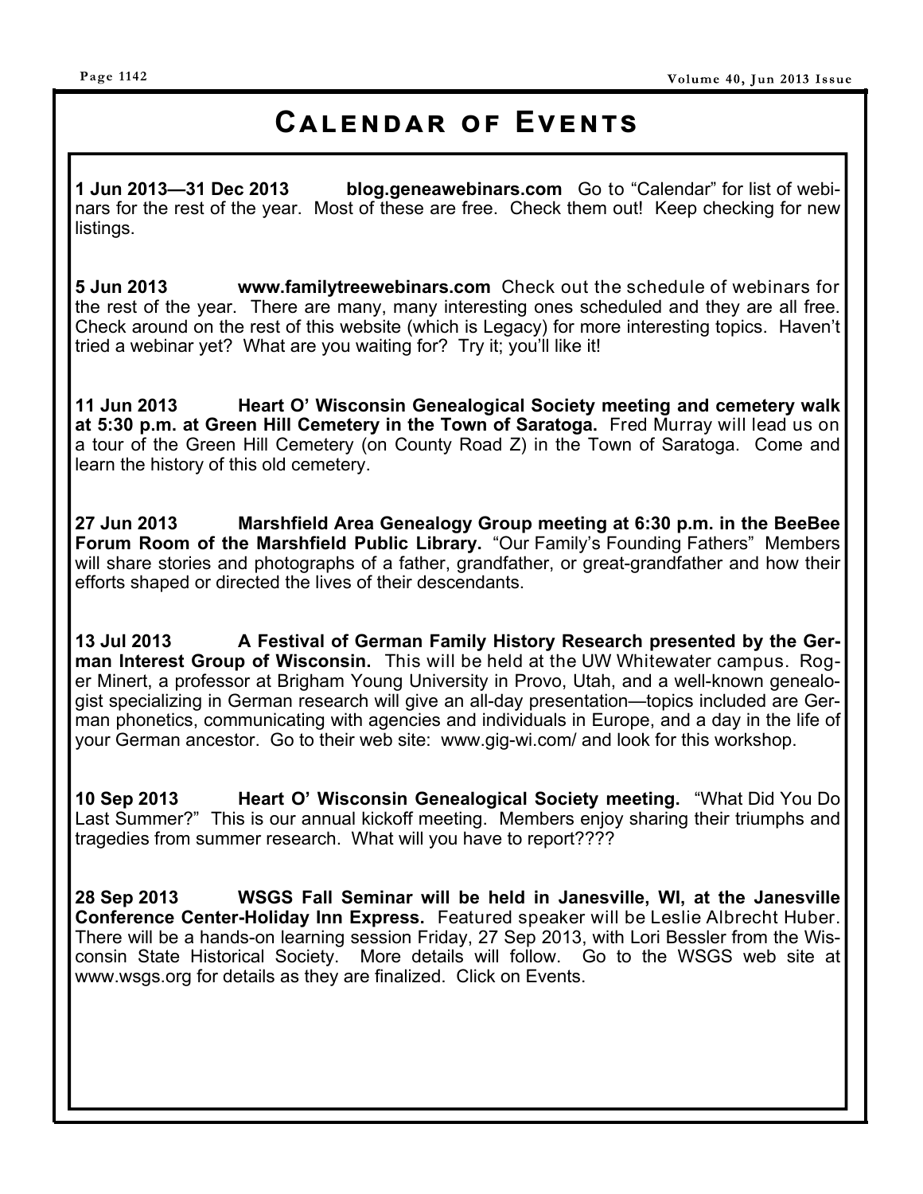# Calendar of Events

**1 Jun 2013—31 Dec 2013 blog.geneawebinars.com** Go to "Calendar" for list of webinars for the rest of the year. Most of these are free. Check them out! Keep checking for new listings.

**5 Jun 2013 www.familytreewebinars.com** Check out the schedule of webinars for the rest of the year. There are many, many interesting ones scheduled and they are all free. Check around on the rest of this website (which is Legacy) for more interesting topics. Haven't tried a webinar yet? What are you waiting for? Try it; you'll like it!

**11 Jun 2013 Heart O' Wisconsin Genealogical Society meeting and cemetery walk at 5:30 p.m. at Green Hill Cemetery in the Town of Saratoga.** Fred Murray will lead us on a tour of the Green Hill Cemetery (on County Road Z) in the Town of Saratoga. Come and learn the history of this old cemetery.

**27 Jun 2013 Marshfield Area Genealogy Group meeting at 6:30 p.m. in the BeeBee Forum Room of the Marshfield Public Library.** "Our Family's Founding Fathers" Members will share stories and photographs of a father, grandfather, or great-grandfather and how their efforts shaped or directed the lives of their descendants.

**13 Jul 2013 A Festival of German Family History Research presented by the German Interest Group of Wisconsin.** This will be held at the UW Whitewater campus. Roger Minert, a professor at Brigham Young University in Provo, Utah, and a well-known genealogist specializing in German research will give an all-day presentation—topics included are German phonetics, communicating with agencies and individuals in Europe, and a day in the life of your German ancestor. Go to their web site: www.gig-wi.com/ and look for this workshop.

**10 Sep 2013 Heart O' Wisconsin Genealogical Society meeting.** "What Did You Do Last Summer?" This is our annual kickoff meeting. Members enjoy sharing their triumphs and tragedies from summer research. What will you have to report????

**28 Sep 2013 WSGS Fall Seminar will be held in Janesville, WI, at the Janesville Conference Center-Holiday Inn Express.** Featured speaker will be Leslie Albrecht Huber. There will be a hands-on learning session Friday, 27 Sep 2013, with Lori Bessler from the Wisconsin State Historical Society. More details will follow. Go to the WSGS web site at www.wsgs.org for details as they are finalized. Click on Events.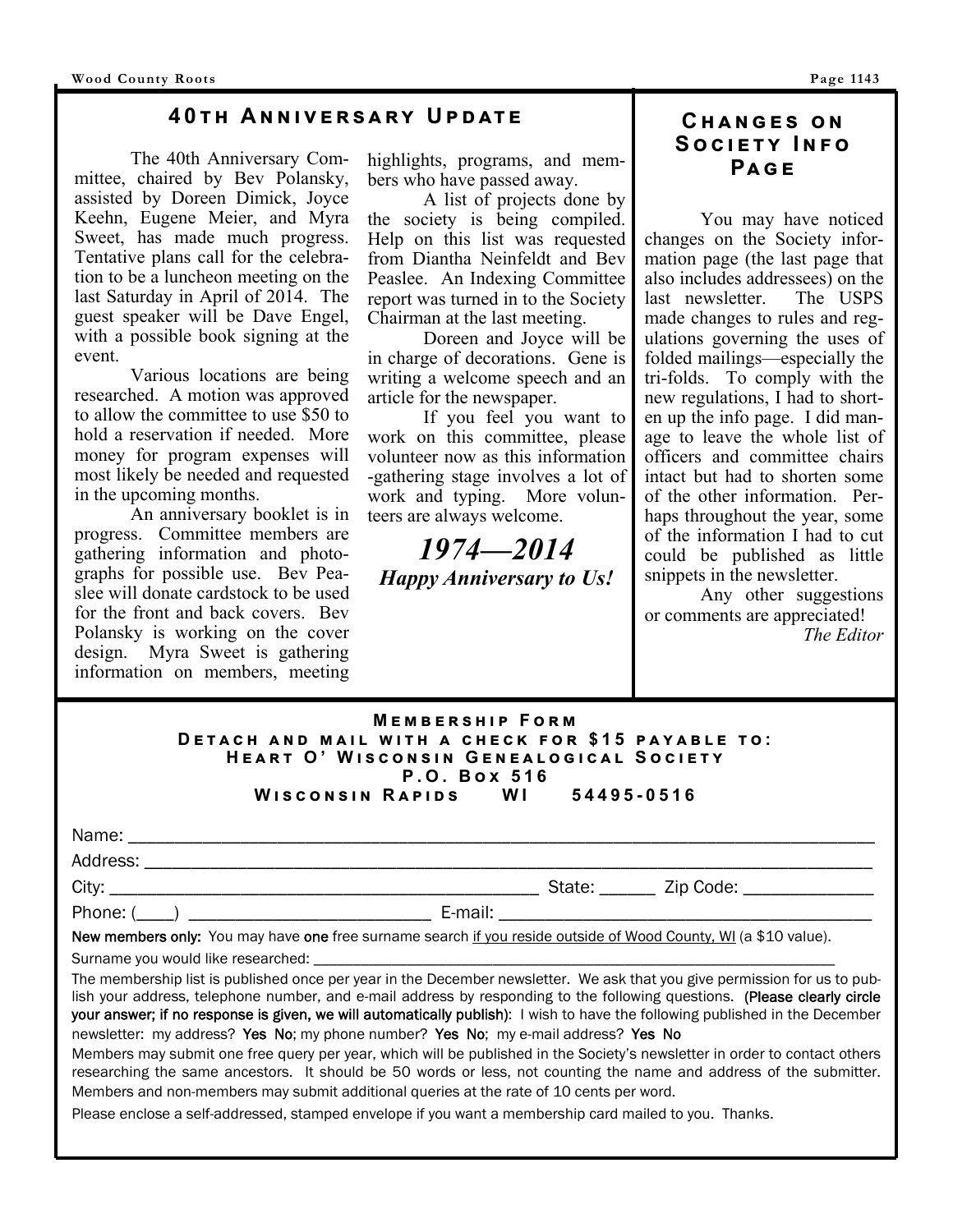## 40th Anniversary Update

The 40th Anniversary Committee, chaired by Bev Polansky, assisted by Doreen Dimick, Joyce Keehn, Eugene Meier, and Myra Sweet, has made much progress. Tentative plans call for the celebration to be a luncheon meeting on the last Saturday in April of 2014. The guest speaker will be Dave Engel, with a possible book signing at the event.

Various locations are being researched. A motion was approved to allow the committee to use $50 to hold a reservation if needed. More money for program expenses will most likely be needed and requested in the upcoming months.

An anniversary booklet is in progress. Committee members are gathering information and photographs for possible use. Bev Peaslee will donate cardstock to be used for the front and back covers. Bev Polansky is working on the cover design. Myra Sweet is gathering information on members, meeting highlights, programs, and members who have passed away.

A list of projects done by the society is being compiled. Help on this list was requested from Diantha Neinfeldt and Bev Peaslee. An Indexing Committee report was turned in to the Society Chairman at the last meeting.

Doreen and Joyce will be in charge of decorations. Gene is writing a welcome speech and an article for the newspaper.

If you feel you want to work on this committee, please volunteer now as this information-gathering stage involves a lot of work and typing. More volunteers are always welcome.

***1974—2014***

***Happy Anniversary to Us!***

## Changes on Society Info Page

You may have noticed changes on the Society information page (the last page that also includes addressees) on the last newsletter. The USPS made changes to rules and regulations governing the uses of folded mailings—especially the tri-folds. To comply with the new regulations, I had to shorten up the info page. I did manage to leave the whole list of officers and committee chairs intact but had to shorten some of the other information. Perhaps throughout the year, some of the information I had to cut could be published as little snippets in the newsletter.

Any other suggestions or comments are appreciated!

*The Editor*

## Membership Form

**Detach and mail with a check for $15 payable to:**
**Heart O' Wisconsin Genealogical Society**
**P.O. Box 516**
**Wisconsin Rapids WI 54495-0516**

Name: ______________________________________________

Address: ____________________________________________

City: ____________________________ State: ______ Zip Code: ______________

Phone: (____) ________________________ E-mail: ______________________________

**New members only:** You may have **one** free surname search if you reside outside of Wood County, WI (a $10 value).

Surname you would like researched: ______________________________________

The membership list is published once per year in the December newsletter. We ask that you give permission for us to publish your address, telephone number, and e-mail address by responding to the following questions. **(Please clearly circle your answer; if no response is given, we will automatically publish):** I wish to have the following published in the December newsletter: my address? **Yes No**; my phone number? **Yes No**; my e-mail address? **Yes No**

Members may submit one free query per year, which will be published in the Society's newsletter in order to contact others researching the same ancestors. It should be 50 words or less, not counting the name and address of the submitter. Members and non-members may submit additional queries at the rate of 10 cents per word.

Please enclose a self-addressed, stamped envelope if you want a membership card mailed to you. Thanks.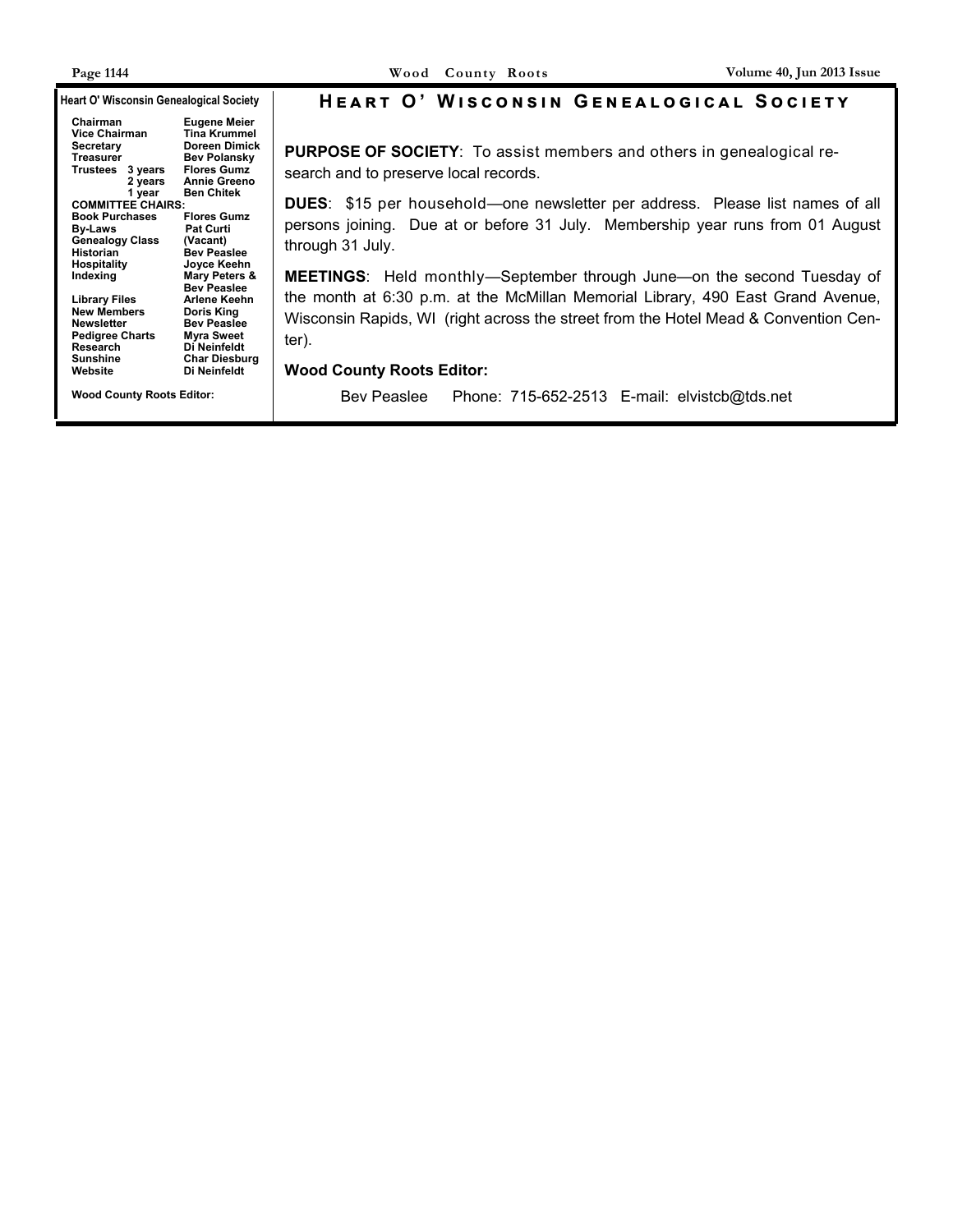**Heart O' Wisconsin Genealogical Society**

| | |
|---|---|
| **Chairman** | **Eugene Meier** |
| **Vice Chairman** | **Tina Krummel** |
| **Secretary** | **Doreen Dimick** |
| **Treasurer** | **Bev Polansky** |
| **Trustees 3 years** | **Flores Gumz** |
| **2 years** | **Annie Greeno** |
| **1 year** | **Ben Chitek** |
| **COMMITTEE CHAIRS:** | |
| **Book Purchases** | **Flores Gumz** |
| **By-Laws** | **Pat Curti** |
| **Genealogy Class** | **(Vacant)** |
| **Historian** | **Bev Peaslee** |
| **Hospitality** | **Joyce Keehn** |
| **Indexing** | **Mary Peters & Bev Peaslee** |
| **Library Files** | **Arlene Keehn** |
| **New Members** | **Doris King** |
| **Newsletter** | **Bev Peaslee** |
| **Pedigree Charts** | **Myra Sweet** |
| **Research** | **Di Neinfeldt** |
| **Sunshine** | **Char Diesburg** |
| **Website** | **Di Neinfeldt** |

**Wood County Roots Editor:**

# HEART O' WISCONSIN GENEALOGICAL SOCIETY

**PURPOSE OF SOCIETY**: To assist members and others in genealogical research and to preserve local records.

**DUES**: $15 per household—one newsletter per address. Please list names of all persons joining. Due at or before 31 July. Membership year runs from 01 August through 31 July.

**MEETINGS**: Held monthly—September through June—on the second Tuesday of the month at 6:30 p.m. at the McMillan Memorial Library, 490 East Grand Avenue, Wisconsin Rapids, WI (right across the street from the Hotel Mead & Convention Center).

**Wood County Roots Editor:**

Bev Peaslee Phone: 715-652-2513 E-mail: elvistcb@tds.net